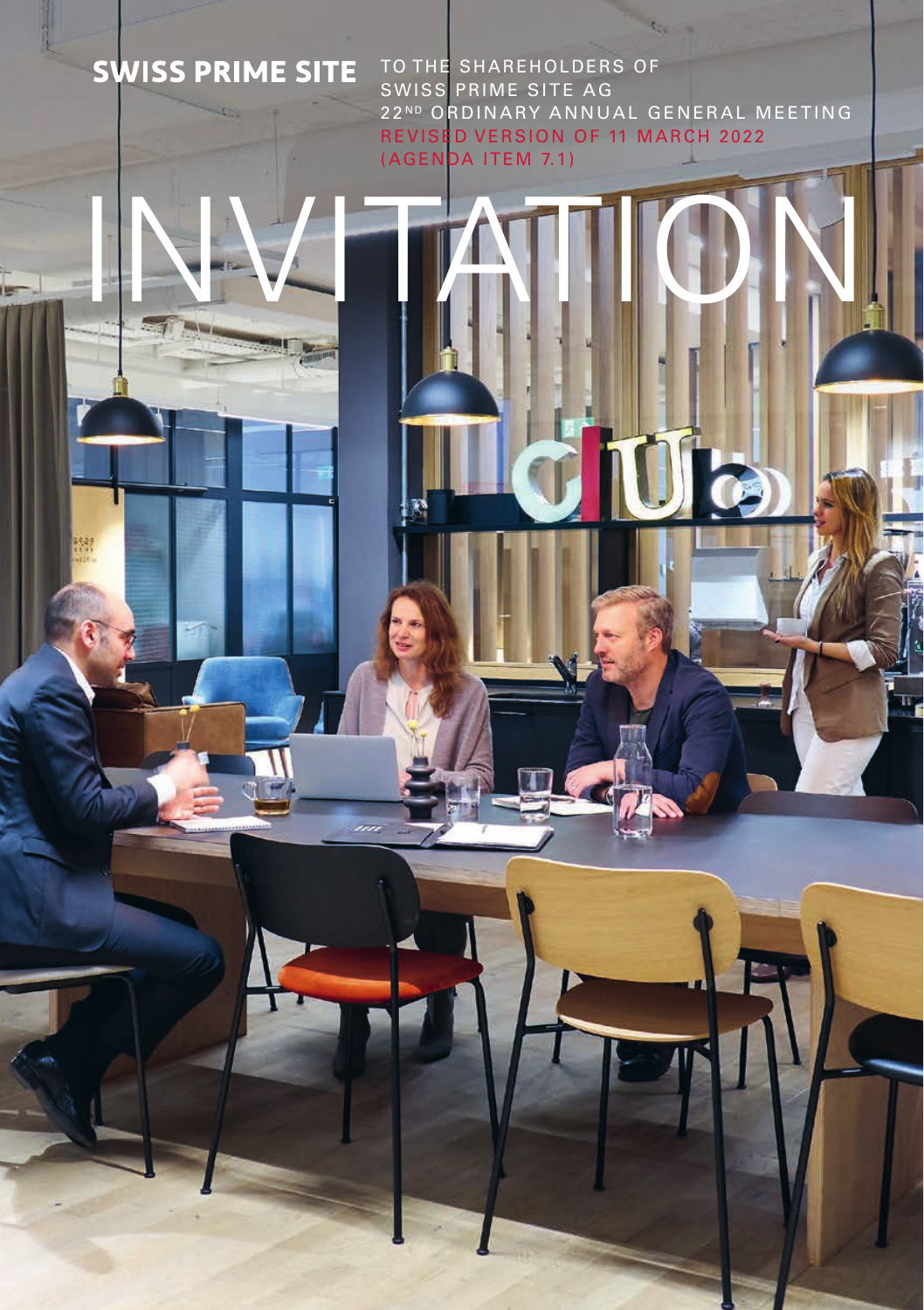**SWISS PRIME SITE**

TO THE SHAREHOLDERS OF SWISS PRIME SITE AG

22ND ORDINARY ANNUAL GENERAL MEETING

REVISED VERSION OF 11 MARCH 2022 (AGENDA ITEM 7.1)

# INVITATION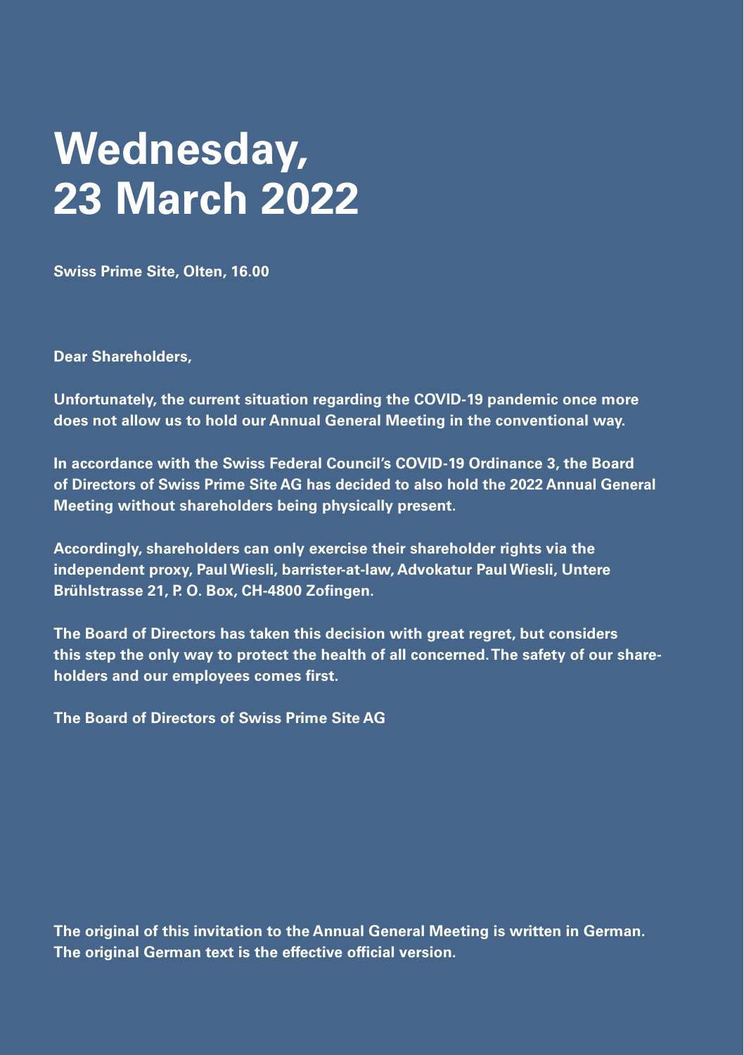# Wednesday, 23 March 2022

**Swiss Prime Site, Olten, 16.00**

**Dear Shareholders,**

**Unfortunately, the current situation regarding the COVID-19 pandemic once more does not allow us to hold our Annual General Meeting in the conventional way.**

**In accordance with the Swiss Federal Council's COVID-19 Ordinance 3, the Board of Directors of Swiss Prime Site AG has decided to also hold the 2022 Annual General Meeting without shareholders being physically present.**

**Accordingly, shareholders can only exercise their shareholder rights via the independent proxy, Paul Wiesli, barrister-at-law, Advokatur Paul Wiesli, Untere Brühlstrasse 21, P. O. Box, CH-4800 Zofingen.**

**The Board of Directors has taken this decision with great regret, but considers this step the only way to protect the health of all concerned. The safety of our shareholders and our employees comes first.**

**The Board of Directors of Swiss Prime Site AG**

**The original of this invitation to the Annual General Meeting is written in German. The original German text is the effective official version.**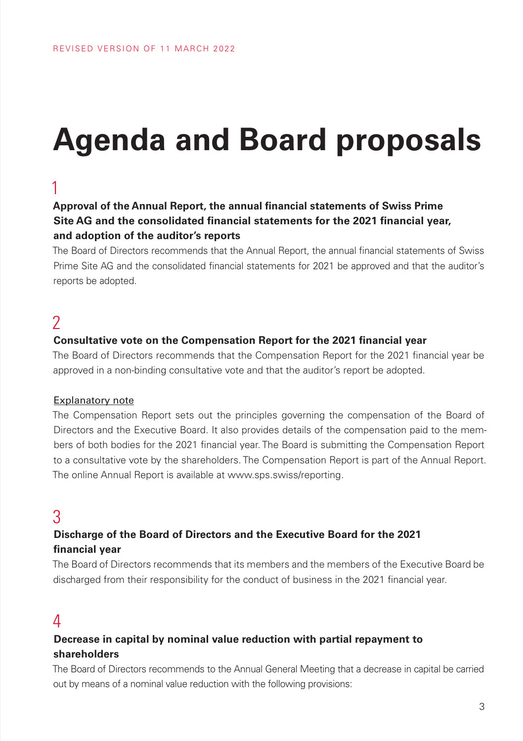REVISED VERSION OF 11 MARCH 2022

# Agenda and Board proposals

## 1

**Approval of the Annual Report, the annual financial statements of Swiss Prime Site AG and the consolidated financial statements for the 2021 financial year, and adoption of the auditor's reports**

The Board of Directors recommends that the Annual Report, the annual financial statements of Swiss Prime Site AG and the consolidated financial statements for 2021 be approved and that the auditor's reports be adopted.

## 2

**Consultative vote on the Compensation Report for the 2021 financial year**

The Board of Directors recommends that the Compensation Report for the 2021 financial year be approved in a non-binding consultative vote and that the auditor's report be adopted.

Explanatory note

The Compensation Report sets out the principles governing the compensation of the Board of Directors and the Executive Board. It also provides details of the compensation paid to the members of both bodies for the 2021 financial year. The Board is submitting the Compensation Report to a consultative vote by the shareholders. The Compensation Report is part of the Annual Report. The online Annual Report is available at www.sps.swiss/reporting.

## 3

**Discharge of the Board of Directors and the Executive Board for the 2021 financial year**

The Board of Directors recommends that its members and the members of the Executive Board be discharged from their responsibility for the conduct of business in the 2021 financial year.

## 4

**Decrease in capital by nominal value reduction with partial repayment to shareholders**

The Board of Directors recommends to the Annual General Meeting that a decrease in capital be carried out by means of a nominal value reduction with the following provisions: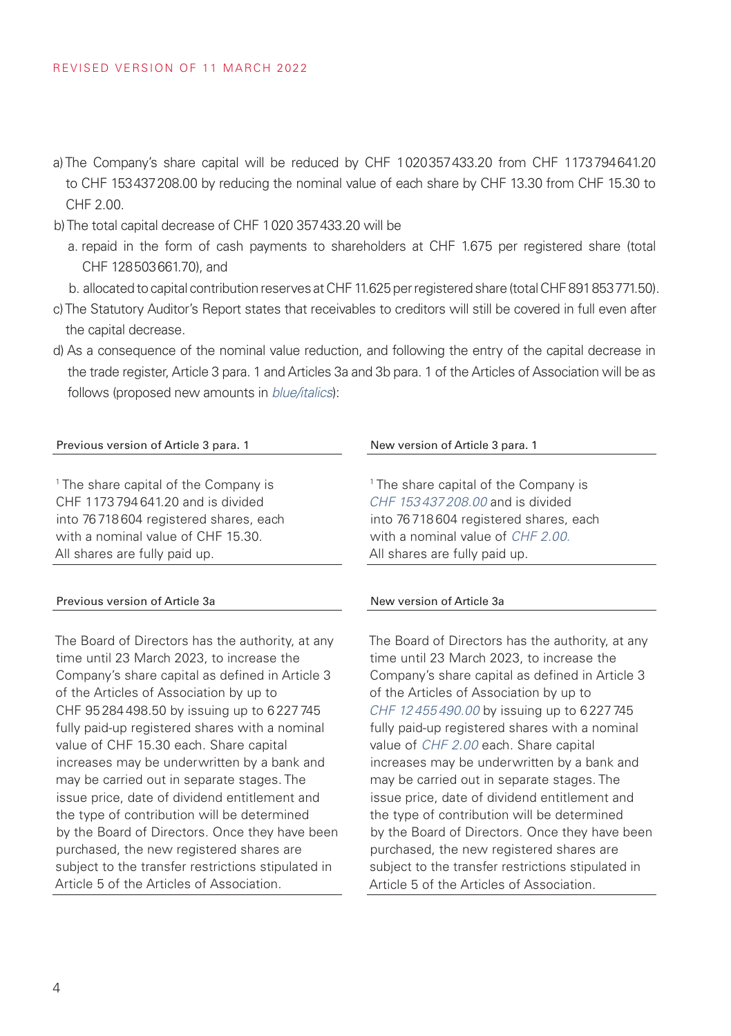REVISED VERSION OF 11 MARCH 2022

a) The Company's share capital will be reduced by CHF 1 020 357 433.20 from CHF 1 173 794 641.20 to CHF 153 437 208.00 by reducing the nominal value of each share by CHF 13.30 from CHF 15.30 to CHF 2.00.

b) The total capital decrease of CHF 1 020 357 433.20 will be
   a. repaid in the form of cash payments to shareholders at CHF 1.675 per registered share (total CHF 128 503 661.70), and
   b. allocated to capital contribution reserves at CHF 11.625 per registered share (total CHF 891 853 771.50).

c) The Statutory Auditor's Report states that receivables to creditors will still be covered in full even after the capital decrease.

d) As a consequence of the nominal value reduction, and following the entry of the capital decrease in the trade register, Article 3 para. 1 and Articles 3a and 3b para. 1 of the Articles of Association will be as follows (proposed new amounts in *blue/italics*):

| Previous version of Article 3 para. 1 | New version of Article 3 para. 1 |
|---|---|
| [1] The share capital of the Company is CHF 1 173 794 641.20 and is divided into 76 718 604 registered shares, each with a nominal value of CHF 15.30. All shares are fully paid up. | [1] The share capital of the Company is *CHF 153 437 208.00* and is divided into 76 718 604 registered shares, each with a nominal value of *CHF 2.00.* All shares are fully paid up. |

| Previous version of Article 3a | New version of Article 3a |
|---|---|
| The Board of Directors has the authority, at any time until 23 March 2023, to increase the Company's share capital as defined in Article 3 of the Articles of Association by up to CHF 95 284 498.50 by issuing up to 6 227 745 fully paid-up registered shares with a nominal value of CHF 15.30 each. Share capital increases may be underwritten by a bank and may be carried out in separate stages. The issue price, date of dividend entitlement and the type of contribution will be determined by the Board of Directors. Once they have been purchased, the new registered shares are subject to the transfer restrictions stipulated in Article 5 of the Articles of Association. | The Board of Directors has the authority, at any time until 23 March 2023, to increase the Company's share capital as defined in Article 3 of the Articles of Association by up to *CHF 12 455 490.00* by issuing up to 6 227 745 fully paid-up registered shares with a nominal value of *CHF 2.00* each. Share capital increases may be underwritten by a bank and may be carried out in separate stages. The issue price, date of dividend entitlement and the type of contribution will be determined by the Board of Directors. Once they have been purchased, the new registered shares are subject to the transfer restrictions stipulated in Article 5 of the Articles of Association. |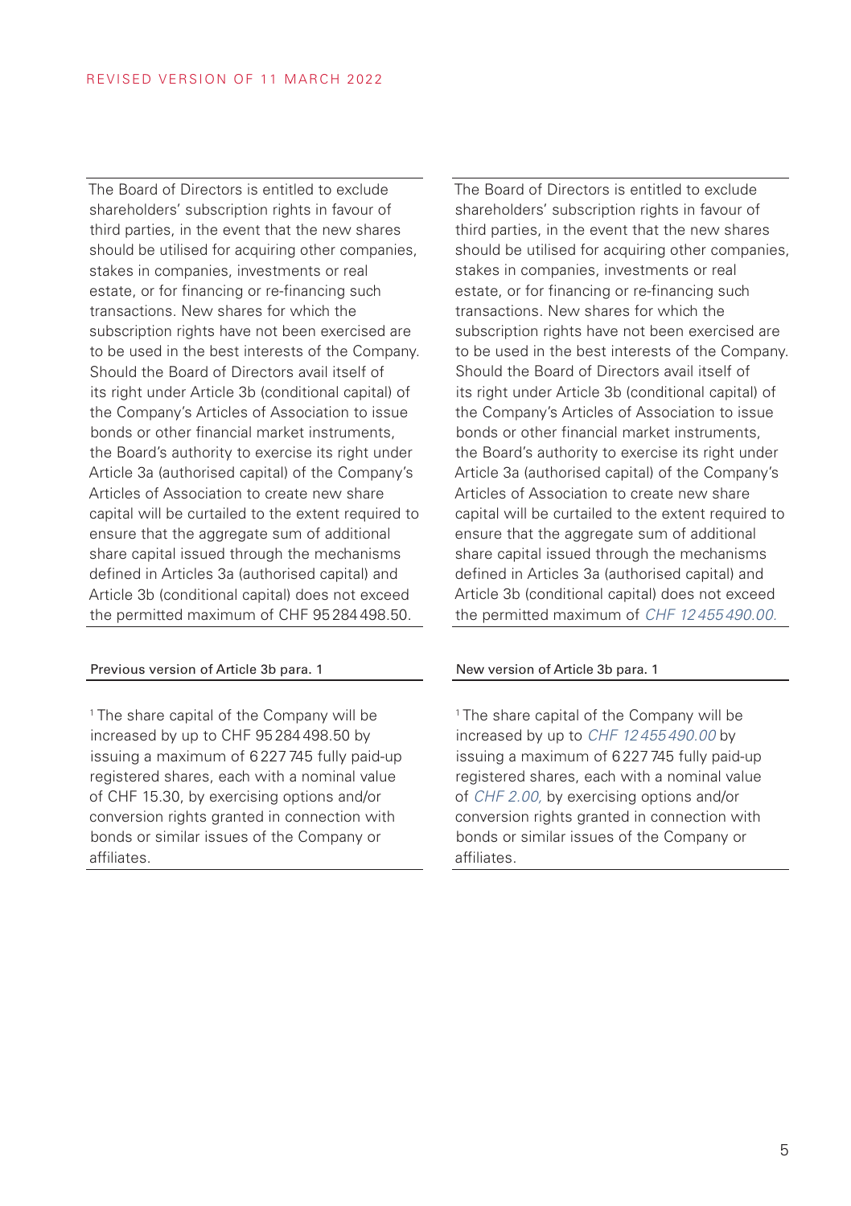The Board of Directors is entitled to exclude shareholders' subscription rights in favour of third parties, in the event that the new shares should be utilised for acquiring other companies, stakes in companies, investments or real estate, or for financing or re-financing such transactions. New shares for which the subscription rights have not been exercised are to be used in the best interests of the Company. Should the Board of Directors avail itself of its right under Article 3b (conditional capital) of the Company's Articles of Association to issue bonds or other financial market instruments, the Board's authority to exercise its right under Article 3a (authorised capital) of the Company's Articles of Association to create new share capital will be curtailed to the extent required to ensure that the aggregate sum of additional share capital issued through the mechanisms defined in Articles 3a (authorised capital) and Article 3b (conditional capital) does not exceed the permitted maximum of CHF 95 284 498.50.

The Board of Directors is entitled to exclude shareholders' subscription rights in favour of third parties, in the event that the new shares should be utilised for acquiring other companies, stakes in companies, investments or real estate, or for financing or re-financing such transactions. New shares for which the subscription rights have not been exercised are to be used in the best interests of the Company. Should the Board of Directors avail itself of its right under Article 3b (conditional capital) of the Company's Articles of Association to issue bonds or other financial market instruments, the Board's authority to exercise its right under Article 3a (authorised capital) of the Company's Articles of Association to create new share capital will be curtailed to the extent required to ensure that the aggregate sum of additional share capital issued through the mechanisms defined in Articles 3a (authorised capital) and Article 3b (conditional capital) does not exceed the permitted maximum of *CHF 12 455 490.00.*

Previous version of Article 3b para. 1

[1] The share capital of the Company will be increased by up to CHF 95 284 498.50 by issuing a maximum of 6 227 745 fully paid-up registered shares, each with a nominal value of CHF 15.30, by exercising options and/or conversion rights granted in connection with bonds or similar issues of the Company or affiliates.

New version of Article 3b para. 1

[1] The share capital of the Company will be increased by up to *CHF 12 455 490.00* by issuing a maximum of 6 227 745 fully paid-up registered shares, each with a nominal value of *CHF 2.00,* by exercising options and/or conversion rights granted in connection with bonds or similar issues of the Company or affiliates.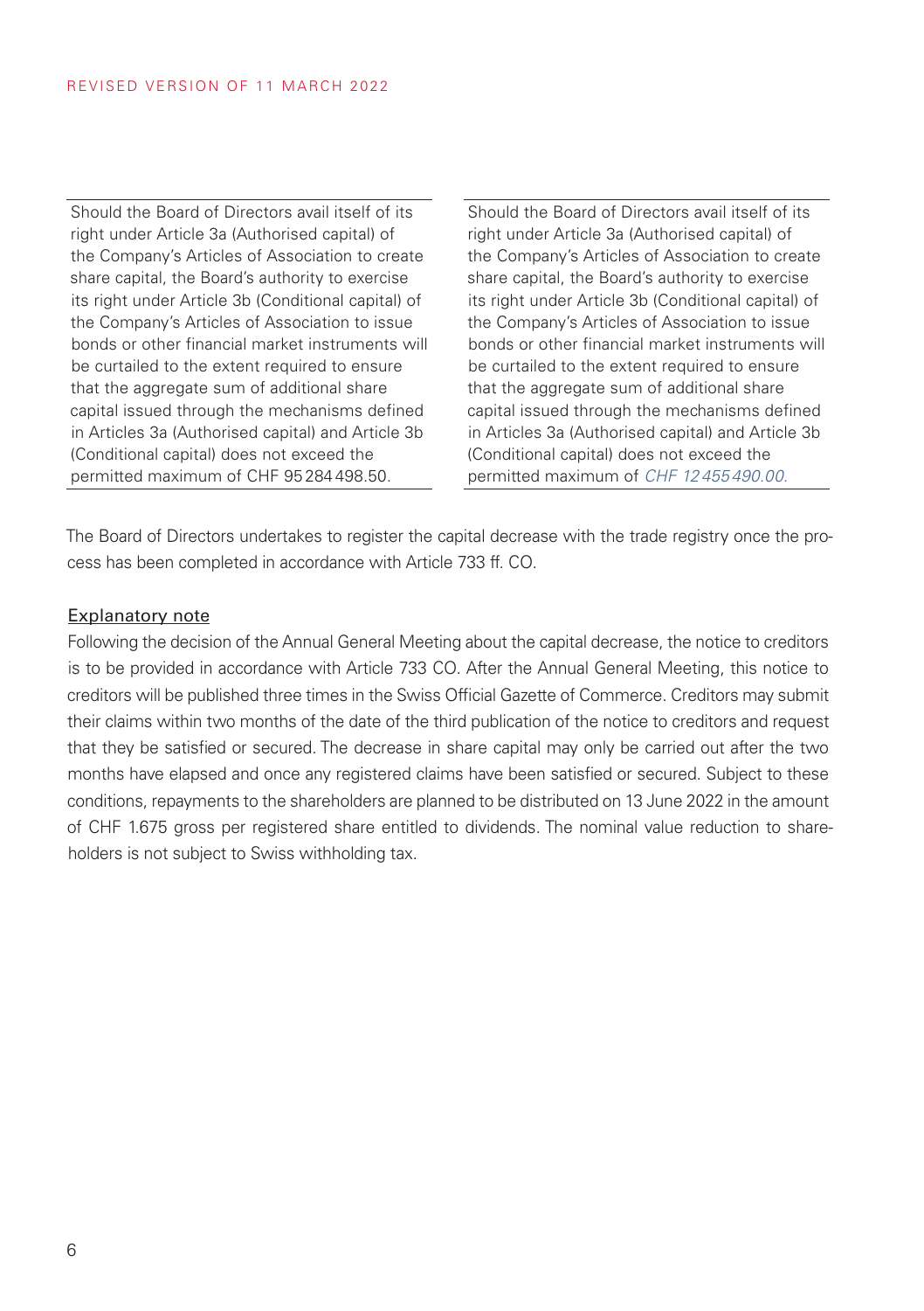REVISED VERSION OF 11 MARCH 2022

| | |
|---|---|
| Should the Board of Directors avail itself of its right under Article 3a (Authorised capital) of the Company's Articles of Association to create share capital, the Board's authority to exercise its right under Article 3b (Conditional capital) of the Company's Articles of Association to issue bonds or other financial market instruments will be curtailed to the extent required to ensure that the aggregate sum of additional share capital issued through the mechanisms defined in Articles 3a (Authorised capital) and Article 3b (Conditional capital) does not exceed the permitted maximum of CHF 95 284 498.50. | Should the Board of Directors avail itself of its right under Article 3a (Authorised capital) of the Company's Articles of Association to create share capital, the Board's authority to exercise its right under Article 3b (Conditional capital) of the Company's Articles of Association to issue bonds or other financial market instruments will be curtailed to the extent required to ensure that the aggregate sum of additional share capital issued through the mechanisms defined in Articles 3a (Authorised capital) and Article 3b (Conditional capital) does not exceed the permitted maximum of *CHF 12 455 490.00.* |

The Board of Directors undertakes to register the capital decrease with the trade registry once the process has been completed in accordance with Article 733 ff. CO.

Explanatory note

Following the decision of the Annual General Meeting about the capital decrease, the notice to creditors is to be provided in accordance with Article 733 CO. After the Annual General Meeting, this notice to creditors will be published three times in the Swiss Official Gazette of Commerce. Creditors may submit their claims within two months of the date of the third publication of the notice to creditors and request that they be satisfied or secured. The decrease in share capital may only be carried out after the two months have elapsed and once any registered claims have been satisfied or secured. Subject to these conditions, repayments to the shareholders are planned to be distributed on 13 June 2022 in the amount of CHF 1.675 gross per registered share entitled to dividends. The nominal value reduction to shareholders is not subject to Swiss withholding tax.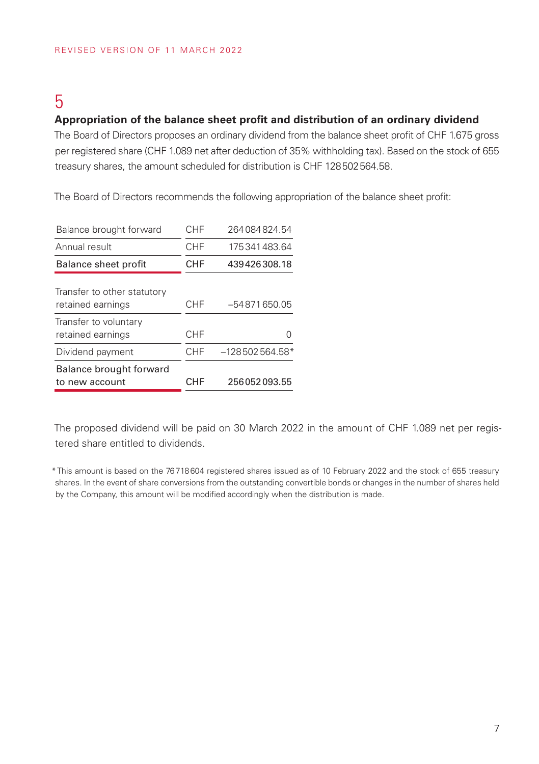REVISED VERSION OF 11 MARCH 2022

# 5

## Appropriation of the balance sheet profit and distribution of an ordinary dividend

The Board of Directors proposes an ordinary dividend from the balance sheet profit of CHF 1.675 gross per registered share (CHF 1.089 net after deduction of 35% withholding tax). Based on the stock of 655 treasury shares, the amount scheduled for distribution is CHF 128 502 564.58.

The Board of Directors recommends the following appropriation of the balance sheet profit:

| | | |
|---|---|---|
| Balance brought forward | CHF | 264 084 824.54 |
| Annual result | CHF | 175 341 483.64 |
| **Balance sheet profit** | **CHF** | **439 426 308.18** |
| Transfer to other statutory retained earnings | CHF | –54 871 650.05 |
| Transfer to voluntary retained earnings | CHF | 0 |
| Dividend payment | CHF | –128 502 564.58* |
| **Balance brought forward to new account** | **CHF** | **256 052 093.55** |

The proposed dividend will be paid on 30 March 2022 in the amount of CHF 1.089 net per registered share entitled to dividends.

* This amount is based on the 76 718 604 registered shares issued as of 10 February 2022 and the stock of 655 treasury shares. In the event of share conversions from the outstanding convertible bonds or changes in the number of shares held by the Company, this amount will be modified accordingly when the distribution is made.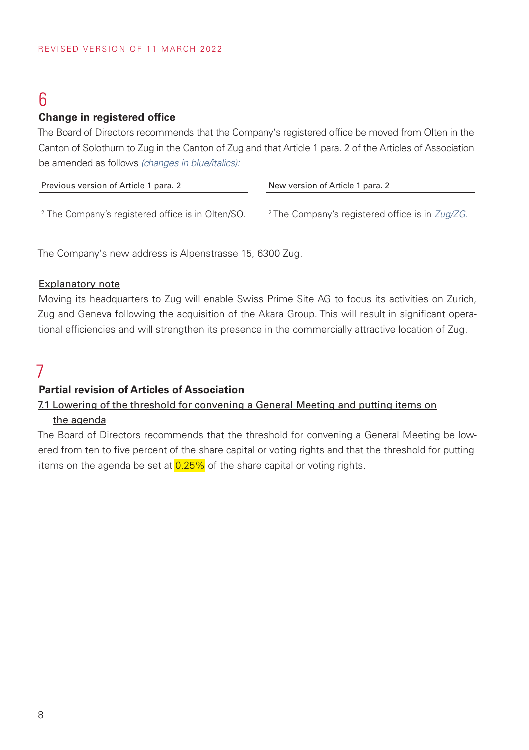REVISED VERSION OF 11 MARCH 2022

## 6

### Change in registered office

The Board of Directors recommends that the Company's registered office be moved from Olten in the Canton of Solothurn to Zug in the Canton of Zug and that Article 1 para. 2 of the Articles of Association be amended as follows *(changes in blue/italics):*

| Previous version of Article 1 para. 2 | New version of Article 1 para. 2 |
|---|---|
| [2] The Company's registered office is in Olten/SO. | [2] The Company's registered office is in *Zug/ZG.* |

The Company's new address is Alpenstrasse 15, 6300 Zug.

Explanatory note

Moving its headquarters to Zug will enable Swiss Prime Site AG to focus its activities on Zurich, Zug and Geneva following the acquisition of the Akara Group. This will result in significant operational efficiencies and will strengthen its presence in the commercially attractive location of Zug.

## 7

### Partial revision of Articles of Association

7.1 Lowering of the threshold for convening a General Meeting and putting items on the agenda

The Board of Directors recommends that the threshold for convening a General Meeting be lowered from ten to five percent of the share capital or voting rights and that the threshold for putting items on the agenda be set at 0.25% of the share capital or voting rights.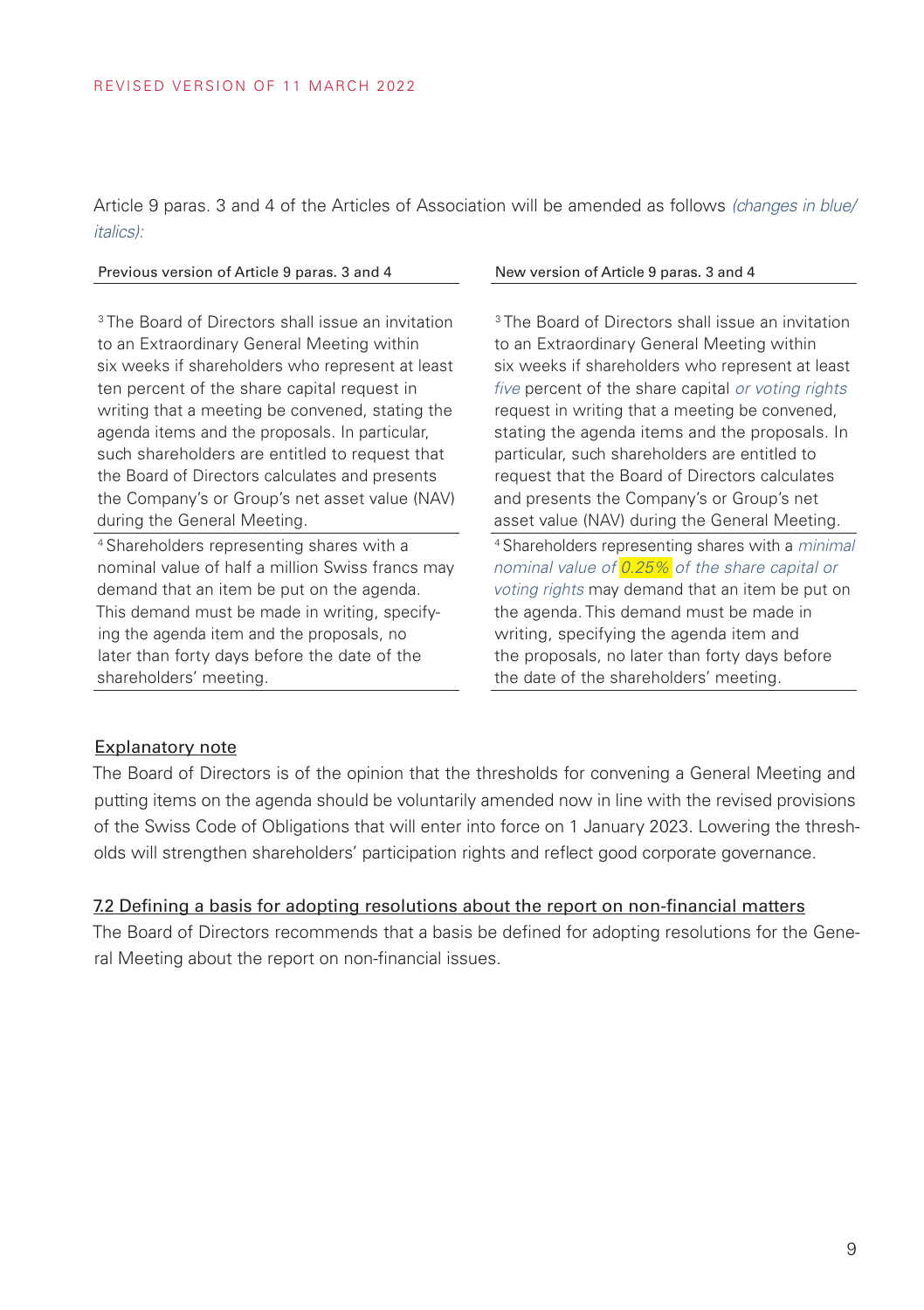REVISED VERSION OF 11 MARCH 2022

Article 9 paras. 3 and 4 of the Articles of Association will be amended as follows *(changes in blue/ italics)*:

| Previous version of Article 9 paras. 3 and 4 | New version of Article 9 paras. 3 and 4 |
|---|---|
| [3] The Board of Directors shall issue an invitation to an Extraordinary General Meeting within six weeks if shareholders who represent at least ten percent of the share capital request in writing that a meeting be convened, stating the agenda items and the proposals. In particular, such shareholders are entitled to request that the Board of Directors calculates and presents the Company's or Group's net asset value (NAV) during the General Meeting. | [3] The Board of Directors shall issue an invitation to an Extraordinary General Meeting within six weeks if shareholders who represent at least *five* percent of the share capital *or voting rights* request in writing that a meeting be convened, stating the agenda items and the proposals. In particular, such shareholders are entitled to request that the Board of Directors calculates and presents the Company's or Group's net asset value (NAV) during the General Meeting. |
| [4] Shareholders representing shares with a nominal value of half a million Swiss francs may demand that an item be put on the agenda. This demand must be made in writing, specifying the agenda item and the proposals, no later than forty days before the date of the shareholders' meeting. | [4] Shareholders representing shares with a *minimal nominal value of 0.25% of the share capital or voting rights* may demand that an item be put on the agenda. This demand must be made in writing, specifying the agenda item and the proposals, no later than forty days before the date of the shareholders' meeting. |

Explanatory note

The Board of Directors is of the opinion that the thresholds for convening a General Meeting and putting items on the agenda should be voluntarily amended now in line with the revised provisions of the Swiss Code of Obligations that will enter into force on 1 January 2023. Lowering the thresholds will strengthen shareholders' participation rights and reflect good corporate governance.

### 7.2 Defining a basis for adopting resolutions about the report on non-financial matters

The Board of Directors recommends that a basis be defined for adopting resolutions for the General Meeting about the report on non-financial issues.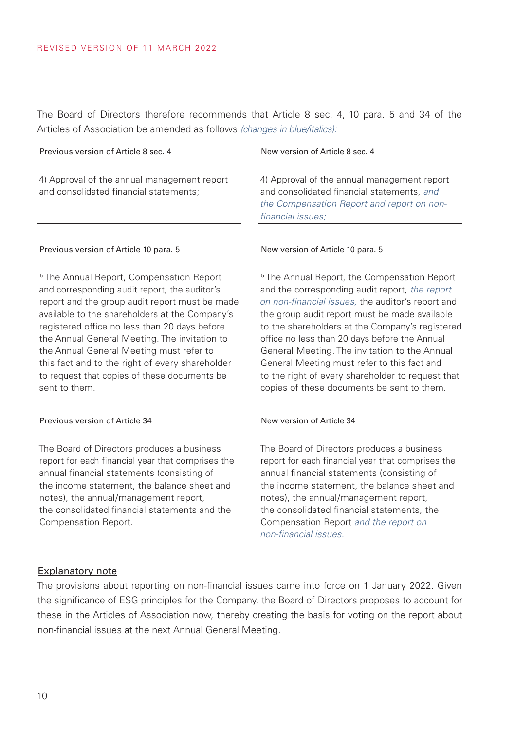REVISED VERSION OF 11 MARCH 2022

The Board of Directors therefore recommends that Article 8 sec. 4, 10 para. 5 and 34 of the Articles of Association be amended as follows *(changes in blue/italics):*

| Previous version of Article 8 sec. 4 | New version of Article 8 sec. 4 |
|---|---|
| 4) Approval of the annual management report and consolidated financial statements; | 4) Approval of the annual management report and consolidated financial statements, *and the Compensation Report and report on non-financial issues;* |

| Previous version of Article 10 para. 5 | New version of Article 10 para. 5 |
|---|---|
| [5] The Annual Report, Compensation Report and corresponding audit report, the auditor's report and the group audit report must be made available to the shareholders at the Company's registered office no less than 20 days before the Annual General Meeting. The invitation to the Annual General Meeting must refer to this fact and to the right of every shareholder to request that copies of these documents be sent to them. | [5] The Annual Report, the Compensation Report and the corresponding audit report, *the report on non-financial issues,* the auditor's report and the group audit report must be made available to the shareholders at the Company's registered office no less than 20 days before the Annual General Meeting. The invitation to the Annual General Meeting must refer to this fact and to the right of every shareholder to request that copies of these documents be sent to them. |

| Previous version of Article 34 | New version of Article 34 |
|---|---|
| The Board of Directors produces a business report for each financial year that comprises the annual financial statements (consisting of the income statement, the balance sheet and notes), the annual/management report, the consolidated financial statements and the Compensation Report. | The Board of Directors produces a business report for each financial year that comprises the annual financial statements (consisting of the income statement, the balance sheet and notes), the annual/management report, the consolidated financial statements, the Compensation Report *and the report on non-financial issues.* |

Explanatory note

The provisions about reporting on non-financial issues came into force on 1 January 2022. Given the significance of ESG principles for the Company, the Board of Directors proposes to account for these in the Articles of Association now, thereby creating the basis for voting on the report about non-financial issues at the next Annual General Meeting.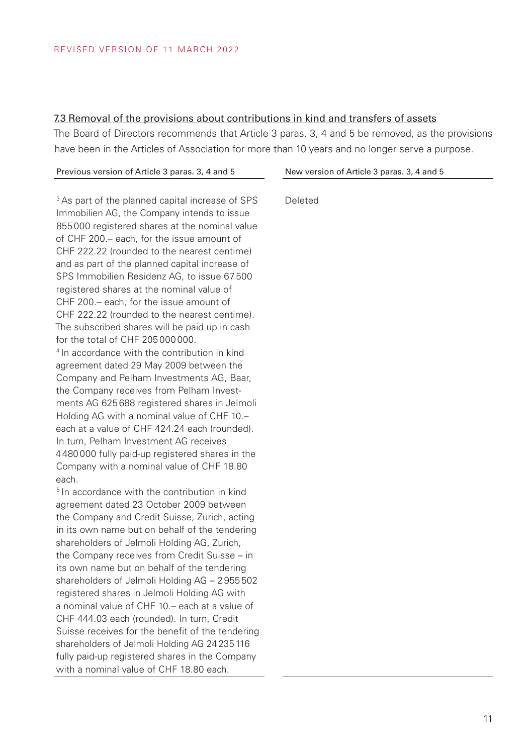REVISED VERSION OF 11 MARCH 2022

## 7.3 Removal of the provisions about contributions in kind and transfers of assets

The Board of Directors recommends that Article 3 paras. 3, 4 and 5 be removed, as the provisions have been in the Articles of Association for more than 10 years and no longer serve a purpose.

| Previous version of Article 3 paras. 3, 4 and 5 | New version of Article 3 paras. 3, 4 and 5 |
|---|---|
| [3] As part of the planned capital increase of SPS Immobilien AG, the Company intends to issue 855 000 registered shares at the nominal value of CHF 200.– each, for the issue amount of CHF 222.22 (rounded to the nearest centime) and as part of the planned capital increase of SPS Immobilien Residenz AG, to issue 67 500 registered shares at the nominal value of CHF 200.– each, for the issue amount of CHF 222.22 (rounded to the nearest centime). The subscribed shares will be paid up in cash for the total of CHF 205 000 000.<br>[4] In accordance with the contribution in kind agreement dated 29 May 2009 between the Company and Pelham Investments AG, Baar, the Company receives from Pelham Investments AG 625 688 registered shares in Jelmoli Holding AG with a nominal value of CHF 10.– each at a value of CHF 424.24 each (rounded). In turn, Pelham Investment AG receives 4 480 000 fully paid-up registered shares in the Company with a nominal value of CHF 18.80 each.<br>[5] In accordance with the contribution in kind agreement dated 23 October 2009 between the Company and Credit Suisse, Zurich, acting in its own name but on behalf of the tendering shareholders of Jelmoli Holding AG, Zurich, the Company receives from Credit Suisse – in its own name but on behalf of the tendering shareholders of Jelmoli Holding AG – 2 955 502 registered shares in Jelmoli Holding AG with a nominal value of CHF 10.– each at a value of CHF 444.03 each (rounded). In turn, Credit Suisse receives for the benefit of the tendering shareholders of Jelmoli Holding AG 24 235 116 fully paid-up registered shares in the Company with a nominal value of CHF 18.80 each. | Deleted |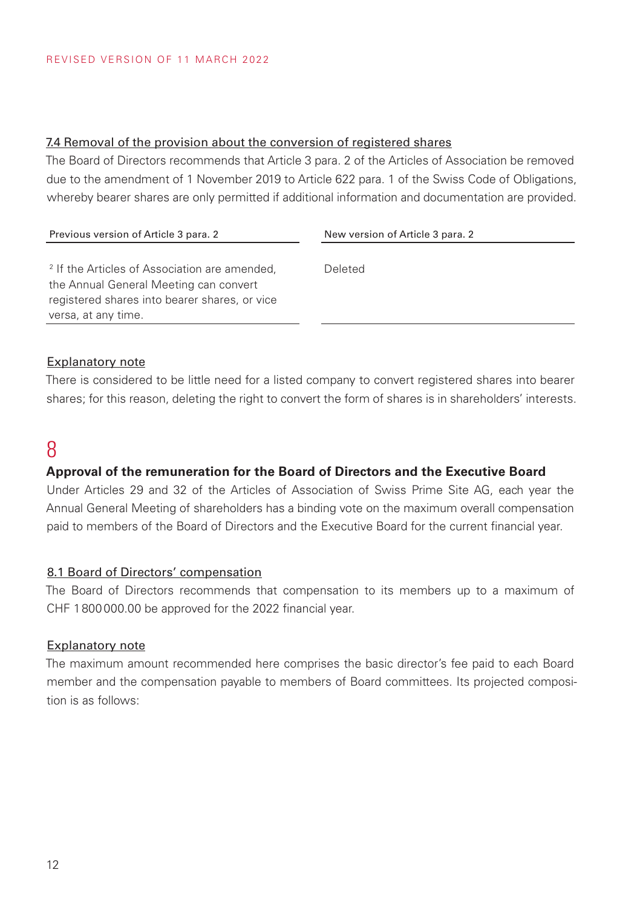REVISED VERSION OF 11 MARCH 2022

### 7.4 Removal of the provision about the conversion of registered shares

The Board of Directors recommends that Article 3 para. 2 of the Articles of Association be removed due to the amendment of 1 November 2019 to Article 622 para. 1 of the Swiss Code of Obligations, whereby bearer shares are only permitted if additional information and documentation are provided.

| Previous version of Article 3 para. 2 | New version of Article 3 para. 2 |
|---|---|
| [2] If the Articles of Association are amended, the Annual General Meeting can convert registered shares into bearer shares, or vice versa, at any time. | Deleted |

#### Explanatory note

There is considered to be little need for a listed company to convert registered shares into bearer shares; for this reason, deleting the right to convert the form of shares is in shareholders' interests.

# 8

## Approval of the remuneration for the Board of Directors and the Executive Board

Under Articles 29 and 32 of the Articles of Association of Swiss Prime Site AG, each year the Annual General Meeting of shareholders has a binding vote on the maximum overall compensation paid to members of the Board of Directors and the Executive Board for the current financial year.

### 8.1 Board of Directors' compensation

The Board of Directors recommends that compensation to its members up to a maximum of CHF 1 800 000.00 be approved for the 2022 financial year.

#### Explanatory note

The maximum amount recommended here comprises the basic director's fee paid to each Board member and the compensation payable to members of Board committees. Its projected composition is as follows: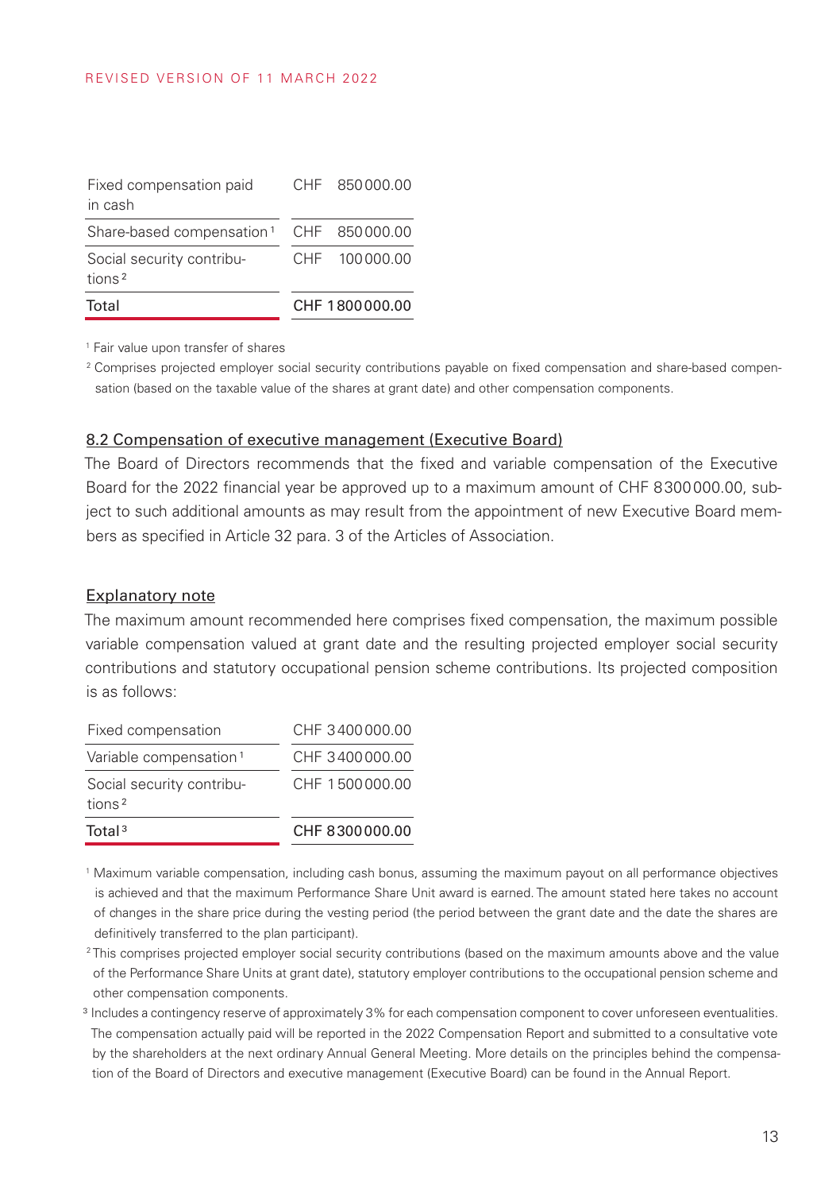REVISED VERSION OF 11 MARCH 2022

| | |
|---|---|
| Fixed compensation paid in cash | CHF 850 000.00 |
| Share-based compensation [1] | CHF 850 000.00 |
| Social security contributions [2] | CHF 100 000.00 |
| **Total** | **CHF 1 800 000.00** |

[1] Fair value upon transfer of shares

[2] Comprises projected employer social security contributions payable on fixed compensation and share-based compensation (based on the taxable value of the shares at grant date) and other compensation components.

## 8.2 Compensation of executive management (Executive Board)

The Board of Directors recommends that the fixed and variable compensation of the Executive Board for the 2022 financial year be approved up to a maximum amount of CHF 8 300 000.00, subject to such additional amounts as may result from the appointment of new Executive Board members as specified in Article 32 para. 3 of the Articles of Association.

### Explanatory note

The maximum amount recommended here comprises fixed compensation, the maximum possible variable compensation valued at grant date and the resulting projected employer social security contributions and statutory occupational pension scheme contributions. Its projected composition is as follows:

| | |
|---|---|
| Fixed compensation | CHF 3 400 000.00 |
| Variable compensation [1] | CHF 3 400 000.00 |
| Social security contributions [2] | CHF 1 500 000.00 |
| **Total [3]** | **CHF 8 300 000.00** |

[1] Maximum variable compensation, including cash bonus, assuming the maximum payout on all performance objectives is achieved and that the maximum Performance Share Unit award is earned. The amount stated here takes no account of changes in the share price during the vesting period (the period between the grant date and the date the shares are definitively transferred to the plan participant).

[2] This comprises projected employer social security contributions (based on the maximum amounts above and the value of the Performance Share Units at grant date), statutory employer contributions to the occupational pension scheme and other compensation components.

[3] Includes a contingency reserve of approximately 3% for each compensation component to cover unforeseen eventualities. The compensation actually paid will be reported in the 2022 Compensation Report and submitted to a consultative vote by the shareholders at the next ordinary Annual General Meeting. More details on the principles behind the compensation of the Board of Directors and executive management (Executive Board) can be found in the Annual Report.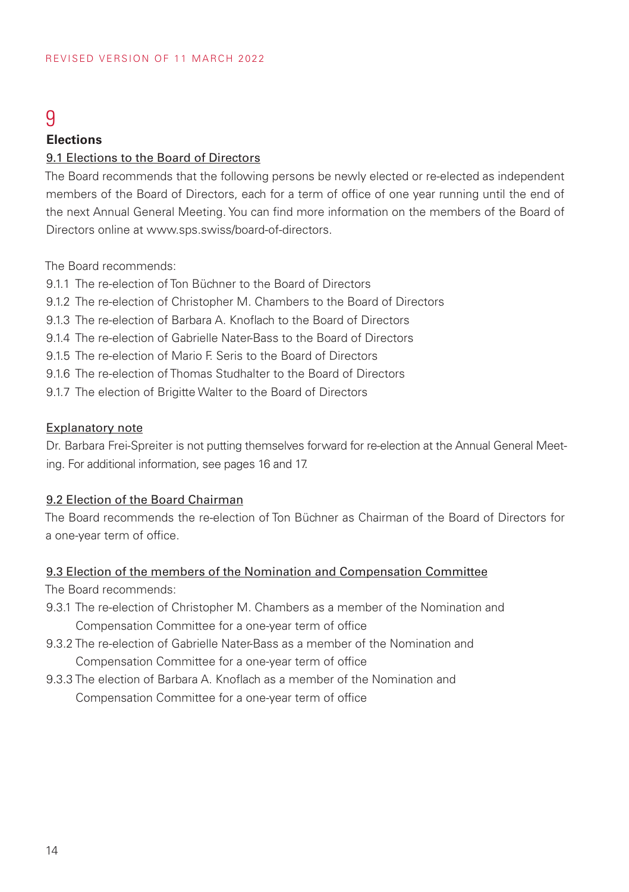REVISED VERSION OF 11 MARCH 2022

# 9

## Elections

### 9.1 Elections to the Board of Directors

The Board recommends that the following persons be newly elected or re-elected as independent members of the Board of Directors, each for a term of office of one year running until the end of the next Annual General Meeting. You can find more information on the members of the Board of Directors online at www.sps.swiss/board-of-directors.

The Board recommends:

9.1.1 The re-election of Ton Büchner to the Board of Directors
9.1.2 The re-election of Christopher M. Chambers to the Board of Directors
9.1.3 The re-election of Barbara A. Knoflach to the Board of Directors
9.1.4 The re-election of Gabrielle Nater-Bass to the Board of Directors
9.1.5 The re-election of Mario F. Seris to the Board of Directors
9.1.6 The re-election of Thomas Studhalter to the Board of Directors
9.1.7 The election of Brigitte Walter to the Board of Directors

Explanatory note

Dr. Barbara Frei-Spreiter is not putting themselves forward for re-election at the Annual General Meeting. For additional information, see pages 16 and 17.

### 9.2 Election of the Board Chairman

The Board recommends the re-election of Ton Büchner as Chairman of the Board of Directors for a one-year term of office.

### 9.3 Election of the members of the Nomination and Compensation Committee

The Board recommends:

9.3.1 The re-election of Christopher M. Chambers as a member of the Nomination and Compensation Committee for a one-year term of office
9.3.2 The re-election of Gabrielle Nater-Bass as a member of the Nomination and Compensation Committee for a one-year term of office
9.3.3 The election of Barbara A. Knoflach as a member of the Nomination and Compensation Committee for a one-year term of office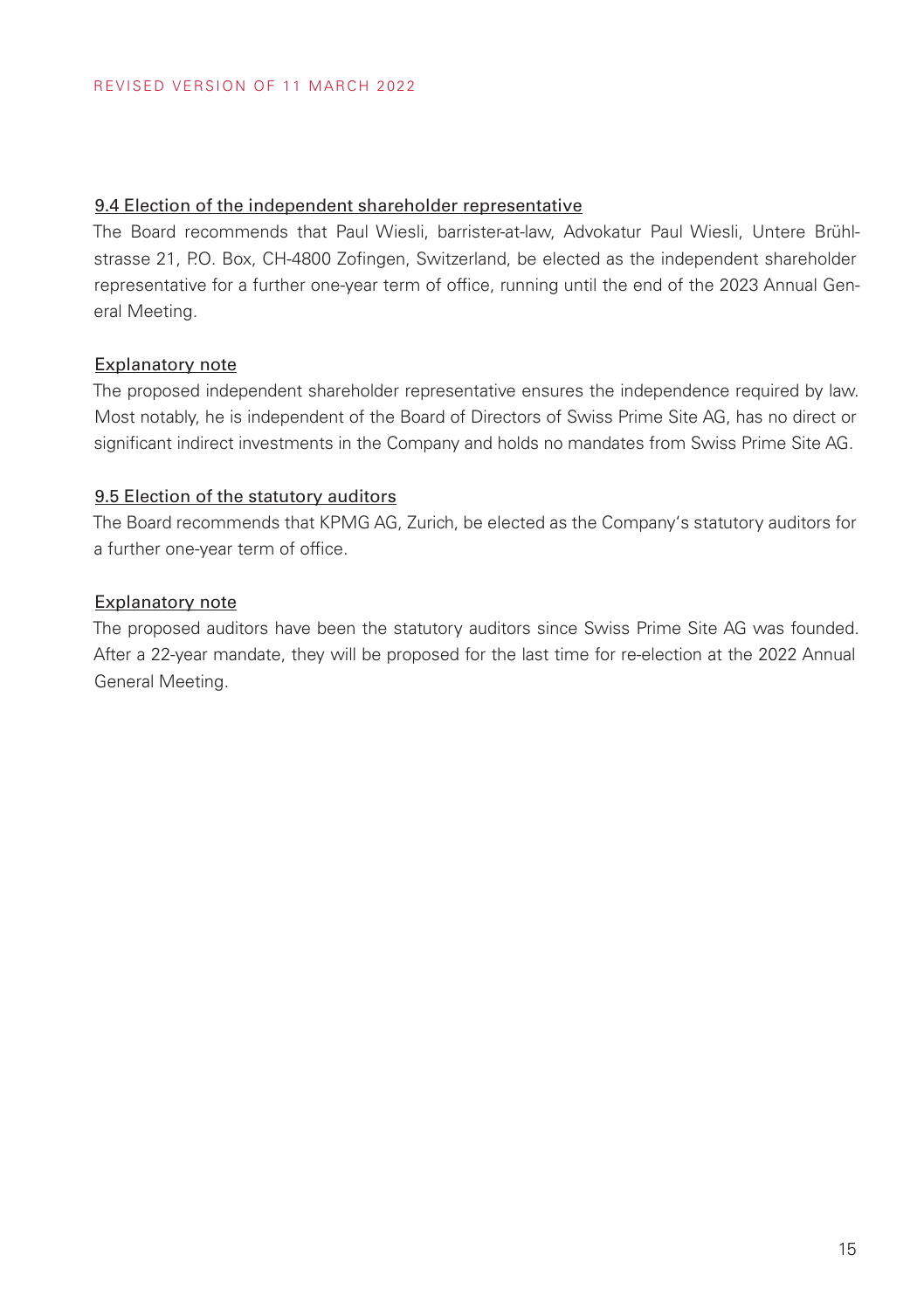REVISED VERSION OF 11 MARCH 2022

### 9.4 Election of the independent shareholder representative

The Board recommends that Paul Wiesli, barrister-at-law, Advokatur Paul Wiesli, Untere Brühlstrasse 21, P.O. Box, CH-4800 Zofingen, Switzerland, be elected as the independent shareholder representative for a further one-year term of office, running until the end of the 2023 Annual General Meeting.

#### Explanatory note

The proposed independent shareholder representative ensures the independence required by law. Most notably, he is independent of the Board of Directors of Swiss Prime Site AG, has no direct or significant indirect investments in the Company and holds no mandates from Swiss Prime Site AG.

### 9.5 Election of the statutory auditors

The Board recommends that KPMG AG, Zurich, be elected as the Company's statutory auditors for a further one-year term of office.

#### Explanatory note

The proposed auditors have been the statutory auditors since Swiss Prime Site AG was founded. After a 22-year mandate, they will be proposed for the last time for re-election at the 2022 Annual General Meeting.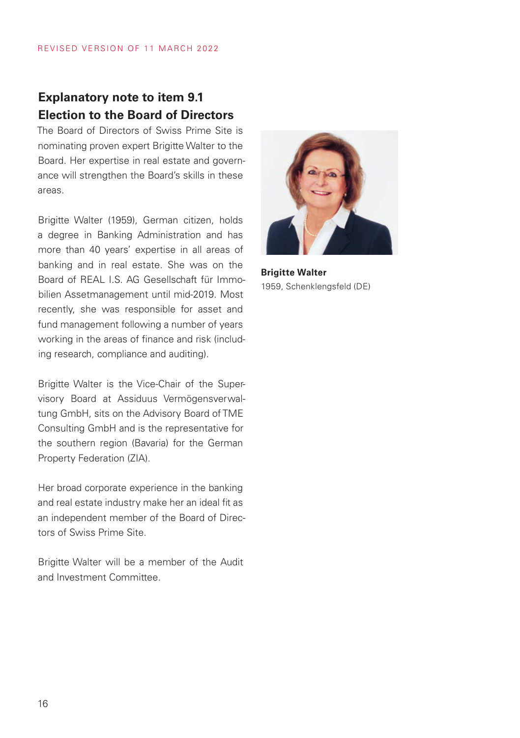REVISED VERSION OF 11 MARCH 2022

## Explanatory note to item 9.1
## Election to the Board of Directors

The Board of Directors of Swiss Prime Site is nominating proven expert Brigitte Walter to the Board. Her expertise in real estate and governance will strengthen the Board's skills in these areas.

Brigitte Walter (1959), German citizen, holds a degree in Banking Administration and has more than 40 years' expertise in all areas of banking and in real estate. She was on the Board of REAL I.S. AG Gesellschaft für Immobilien Assetmanagement until mid-2019. Most recently, she was responsible for asset and fund management following a number of years working in the areas of finance and risk (including research, compliance and auditing).

Brigitte Walter is the Vice-Chair of the Supervisory Board at Assiduus Vermögensverwaltung GmbH, sits on the Advisory Board of TME Consulting GmbH and is the representative for the southern region (Bavaria) for the German Property Federation (ZIA).

Her broad corporate experience in the banking and real estate industry make her an ideal fit as an independent member of the Board of Directors of Swiss Prime Site.

Brigitte Walter will be a member of the Audit and Investment Committee.

**Brigitte Walter**
1959, Schenklengsfeld (DE)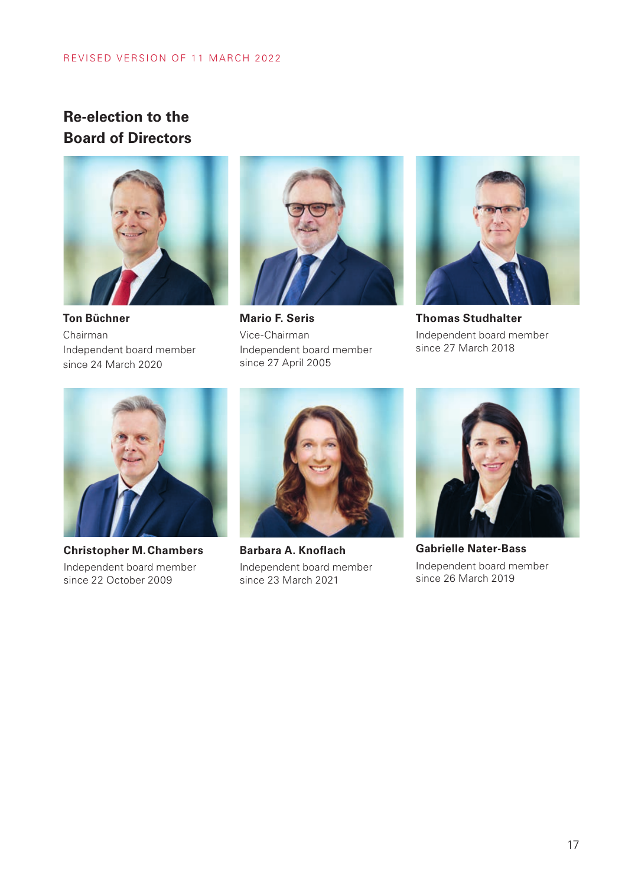REVISED VERSION OF 11 MARCH 2022

## Re-election to the Board of Directors

**Ton Büchner**
Chairman
Independent board member
since 24 March 2020

**Mario F. Seris**
Vice-Chairman
Independent board member
since 27 April 2005

**Thomas Studhalter**
Independent board member
since 27 March 2018

**Christopher M. Chambers**
Independent board member
since 22 October 2009

**Barbara A. Knoflach**
Independent board member
since 23 March 2021

**Gabrielle Nater-Bass**
Independent board member
since 26 March 2019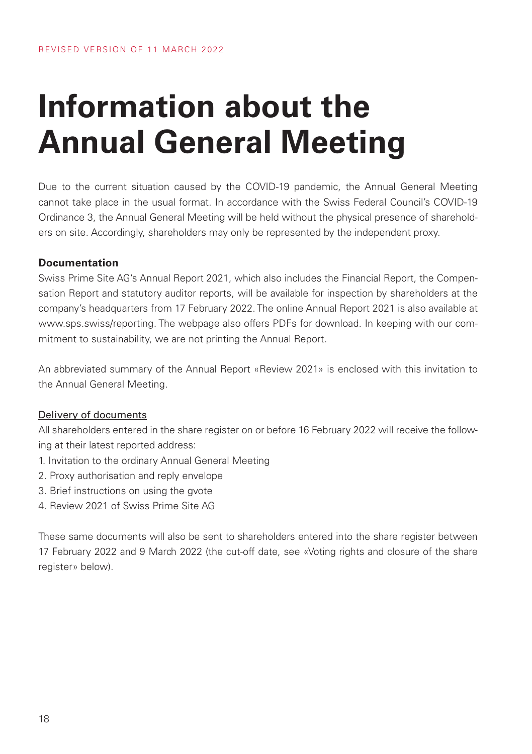REVISED VERSION OF 11 MARCH 2022

# Information about the Annual General Meeting

Due to the current situation caused by the COVID-19 pandemic, the Annual General Meeting cannot take place in the usual format. In accordance with the Swiss Federal Council's COVID-19 Ordinance 3, the Annual General Meeting will be held without the physical presence of shareholders on site. Accordingly, shareholders may only be represented by the independent proxy.

**Documentation**

Swiss Prime Site AG's Annual Report 2021, which also includes the Financial Report, the Compensation Report and statutory auditor reports, will be available for inspection by shareholders at the company's headquarters from 17 February 2022. The online Annual Report 2021 is also available at www.sps.swiss/reporting. The webpage also offers PDFs for download. In keeping with our commitment to sustainability, we are not printing the Annual Report.

An abbreviated summary of the Annual Report «Review 2021» is enclosed with this invitation to the Annual General Meeting.

Delivery of documents

All shareholders entered in the share register on or before 16 February 2022 will receive the following at their latest reported address:

1. Invitation to the ordinary Annual General Meeting
2. Proxy authorisation and reply envelope
3. Brief instructions on using the gvote
4. Review 2021 of Swiss Prime Site AG

These same documents will also be sent to shareholders entered into the share register between 17 February 2022 and 9 March 2022 (the cut-off date, see «Voting rights and closure of the share register» below).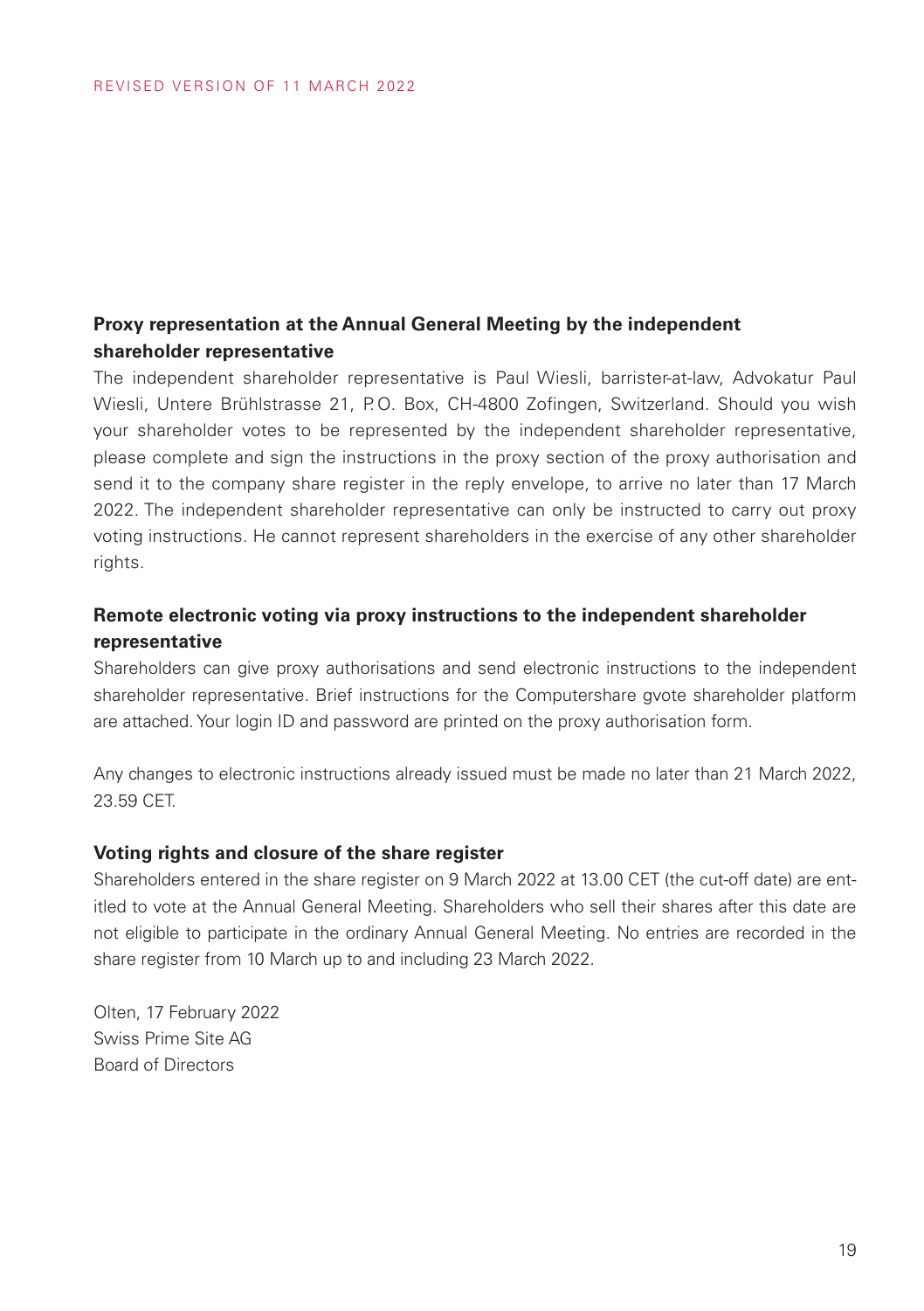REVISED VERSION OF 11 MARCH 2022

## Proxy representation at the Annual General Meeting by the independent shareholder representative

The independent shareholder representative is Paul Wiesli, barrister-at-law, Advokatur Paul Wiesli, Untere Brühlstrasse 21, P.O. Box, CH-4800 Zofingen, Switzerland. Should you wish your shareholder votes to be represented by the independent shareholder representative, please complete and sign the instructions in the proxy section of the proxy authorisation and send it to the company share register in the reply envelope, to arrive no later than 17 March 2022. The independent shareholder representative can only be instructed to carry out proxy voting instructions. He cannot represent shareholders in the exercise of any other shareholder rights.

## Remote electronic voting via proxy instructions to the independent shareholder representative

Shareholders can give proxy authorisations and send electronic instructions to the independent shareholder representative. Brief instructions for the Computershare gvote shareholder platform are attached. Your login ID and password are printed on the proxy authorisation form.

Any changes to electronic instructions already issued must be made no later than 21 March 2022, 23.59 CET.

## Voting rights and closure of the share register

Shareholders entered in the share register on 9 March 2022 at 13.00 CET (the cut-off date) are entitled to vote at the Annual General Meeting. Shareholders who sell their shares after this date are not eligible to participate in the ordinary Annual General Meeting. No entries are recorded in the share register from 10 March up to and including 23 March 2022.

Olten, 17 February 2022
Swiss Prime Site AG
Board of Directors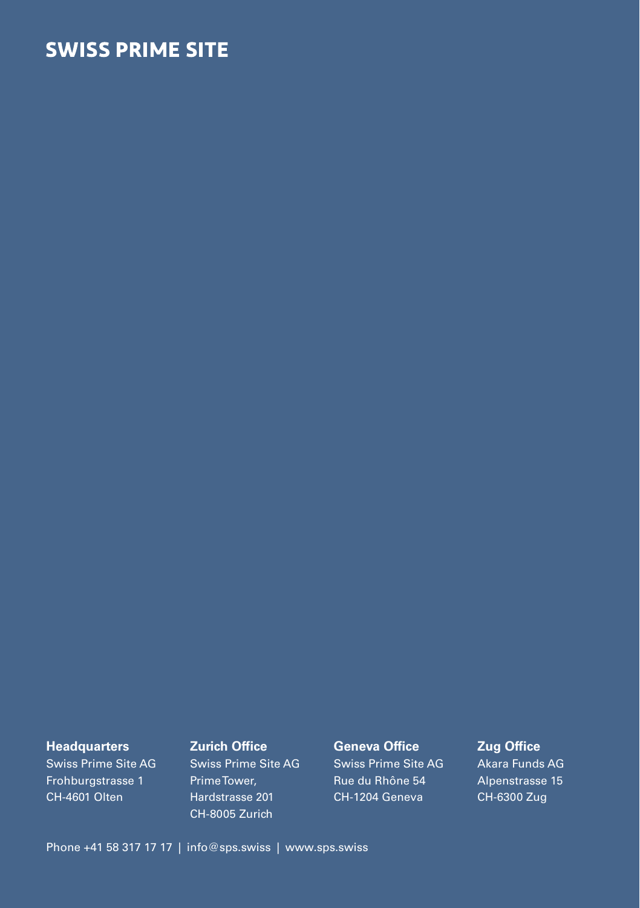**SWISS PRIME SITE**

**Headquarters**
Swiss Prime Site AG
Frohburgstrasse 1
CH-4601 Olten

**Zurich Office**
Swiss Prime Site AG
Prime Tower,
Hardstrasse 201
CH-8005 Zurich

**Geneva Office**
Swiss Prime Site AG
Rue du Rhône 54
CH-1204 Geneva

**Zug Office**
Akara Funds AG
Alpenstrasse 15
CH-6300 Zug

Phone +41 58 317 17 17 | info@sps.swiss | www.sps.swiss